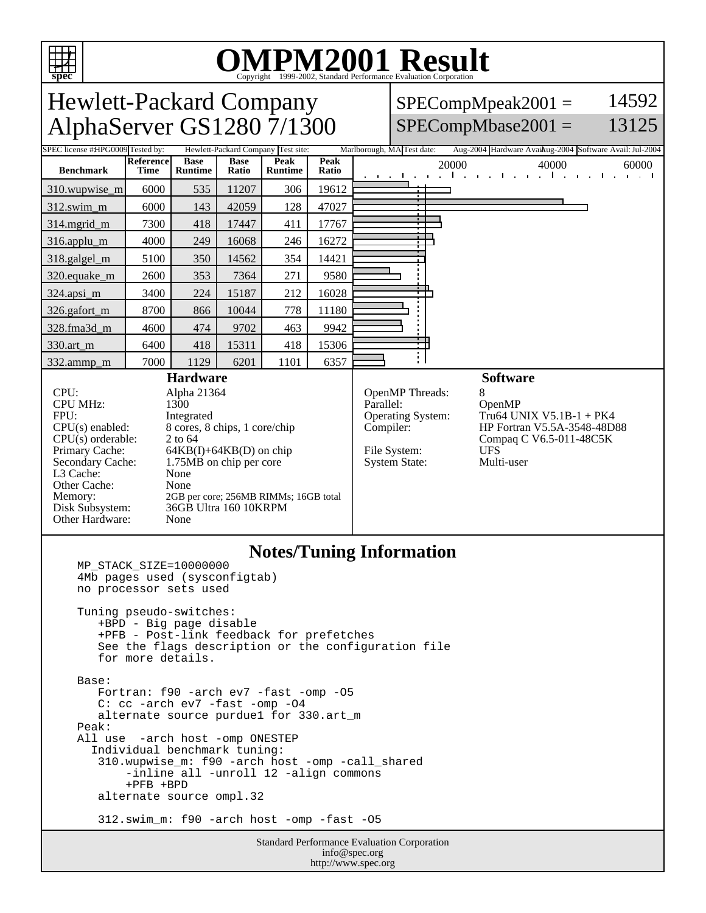# OMPM2001 Result

Copyright 1999-2002, Standard Performance Evaluation Corporation

## Hewlett-Packard Company
## AlphaServer GS1280 7/1300

SPECompMpeak2001 = 14592

SPECompMbase2001 = 13125

SPEC license #: HPG0009 | Tested by: Hewlett-Packard Company | Test site: Marlborough, MA | Test date: Aug-2004 | Hardware Avail: Aug-2004 | Software Avail: Jul-2004

| Benchmark | Reference Time | Base Runtime | Base Ratio | Peak Runtime | Peak Ratio |
|---|---|---|---|---|---|
| 310.wupwise_m | 6000 | 535 | 11207 | 306 | 19612 |
| 312.swim_m | 6000 | 143 | 42059 | 128 | 47027 |
| 314.mgrid_m | 7300 | 418 | 17447 | 411 | 17767 |
| 316.applu_m | 4000 | 249 | 16068 | 246 | 16272 |
| 318.galgel_m | 5100 | 350 | 14562 | 354 | 14421 |
| 320.equake_m | 2600 | 353 | 7364 | 271 | 9580 |
| 324.apsi_m | 3400 | 224 | 15187 | 212 | 16028 |
| 326.gafort_m | 8700 | 866 | 10044 | 778 | 11180 |
| 328.fma3d_m | 4600 | 474 | 9702 | 463 | 9942 |
| 330.art_m | 6400 | 418 | 15311 | 418 | 15306 |
| 332.ammp_m | 7000 | 1129 | 6201 | 1101 | 6357 |

### Hardware

| | |
|---|---|
| CPU: | Alpha 21364 |
| CPU MHz: | 1300 |
| FPU: | Integrated |
| CPU(s) enabled: | 8 cores, 8 chips, 1 core/chip |
| CPU(s) orderable: | 2 to 64 |
| Primary Cache: | 64KB(I)+64KB(D) on chip |
| Secondary Cache: | 1.75MB on chip per core |
| L3 Cache: | None |
| Other Cache: | None |
| Memory: | 2GB per core; 256MB RIMMs; 16GB total |
| Disk Subsystem: | 36GB Ultra 160 10KRPM |
| Other Hardware: | None |

### Software

| | |
|---|---|
| OpenMP Threads: | 8 |
| Parallel: | OpenMP |
| Operating System: | Tru64 UNIX V5.1B-1 + PK4 |
| Compiler: | HP Fortran V5.5A-3548-48D88<br>Compaq C V6.5-011-48C5K |
| File System: | UFS |
| System State: | Multi-user |

### Notes/Tuning Information

```
MP_STACK_SIZE=10000000
4Mb pages used (sysconfigtab)
no processor sets used

Tuning pseudo-switches:
   +BPD - Big page disable
   +PFB - Post-link feedback for prefetches
   See the flags description or the configuration file
   for more details.

Base:
   Fortran: f90 -arch ev7 -fast -omp -O5
   C: cc -arch ev7 -fast -omp -O4
   alternate source purdue1 for 330.art_m
Peak:
All use  -arch host -omp ONESTEP
  Individual benchmark tuning:
   310.wupwise_m: f90 -arch host -omp -call_shared
       -inline all -unroll 12 -align commons
       +PFB +BPD
   alternate source ompl.32

   312.swim_m: f90 -arch host -omp -fast -O5
```

Standard Performance Evaluation Corporation
info@spec.org
http://www.spec.org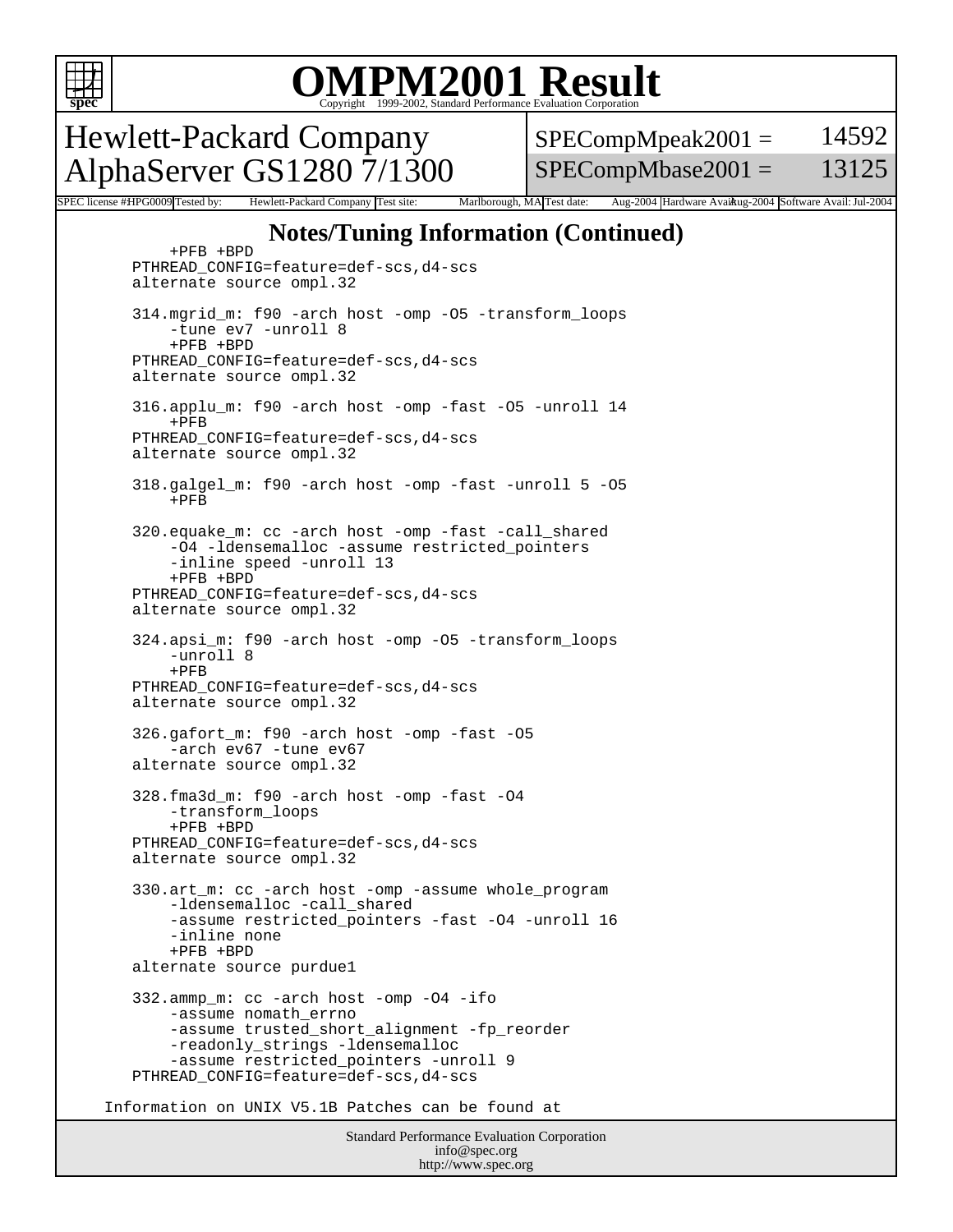# OMPM2001 Result

Copyright 1999-2002, Standard Performance Evaluation Corporation

## Hewlett-Packard Company AlphaServer GS1280 7/1300

SPECompMpeak2001 = 14592

SPECompMbase2001 = 13125

SPEC license #: HPG0009 | Tested by: Hewlett-Packard Company | Test site: Marlborough, MA | Test date: Aug-2004 | Hardware Avail: Aug-2004 | Software Avail: Jul-2004

### Notes/Tuning Information (Continued)

```
         +PFB +BPD
     PTHREAD_CONFIG=feature=def-scs,d4-scs
     alternate source ompl.32

     314.mgrid_m: f90 -arch host -omp -O5 -transform_loops
         -tune ev7 -unroll 8
         +PFB +BPD
     PTHREAD_CONFIG=feature=def-scs,d4-scs
     alternate source ompl.32

     316.applu_m: f90 -arch host -omp -fast -O5 -unroll 14
         +PFB
     PTHREAD_CONFIG=feature=def-scs,d4-scs
     alternate source ompl.32

     318.galgel_m: f90 -arch host -omp -fast -unroll 5 -O5
         +PFB

     320.equake_m: cc -arch host -omp -fast -call_shared
         -O4 -ldensemalloc -assume restricted_pointers
         -inline speed -unroll 13
         +PFB +BPD
     PTHREAD_CONFIG=feature=def-scs,d4-scs
     alternate source ompl.32

     324.apsi_m: f90 -arch host -omp -O5 -transform_loops
         -unroll 8
         +PFB
     PTHREAD_CONFIG=feature=def-scs,d4-scs
     alternate source ompl.32

     326.gafort_m: f90 -arch host -omp -fast -O5
         -arch ev67 -tune ev67
     alternate source ompl.32

     328.fma3d_m: f90 -arch host -omp -fast -O4
         -transform_loops
         +PFB +BPD
     PTHREAD_CONFIG=feature=def-scs,d4-scs
     alternate source ompl.32

     330.art_m: cc -arch host -omp -assume whole_program
         -ldensemalloc -call_shared
         -assume restricted_pointers -fast -O4 -unroll 16
         -inline none
         +PFB +BPD
     alternate source purdue1

     332.ammp_m: cc -arch host -omp -O4 -ifo
         -assume nomath_errno
         -assume trusted_short_alignment -fp_reorder
         -readonly_strings -ldensemalloc
         -assume restricted_pointers -unroll 9
     PTHREAD_CONFIG=feature=def-scs,d4-scs

  Information on UNIX V5.1B Patches can be found at
```

Standard Performance Evaluation Corporation
info@spec.org
http://www.spec.org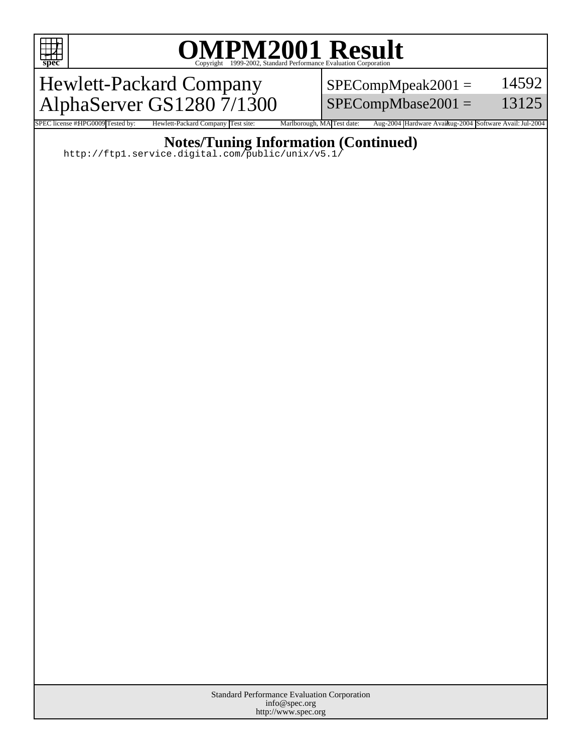# OMPM2001 Result

Copyright 1999-2002, Standard Performance Evaluation Corporation

## Hewlett-Packard Company
## AlphaServer GS1280 7/1300

SPECompMpeak2001 = 14592

SPECompMbase2001 = 13125

| SPEC license #: | HPG0009 | Tested by: | Hewlett-Packard Company | Test site: | Marlborough, MA | Test date: | Aug-2004 | Hardware Avail: | Aug-2004 | Software Avail: | Jul-2004 |
|---|---|---|---|---|---|---|---|---|---|---|---|

### Notes/Tuning Information (Continued)

```
http://ftp1.service.digital.com/public/unix/v5.1/
```

Standard Performance Evaluation Corporation
info@spec.org
http://www.spec.org